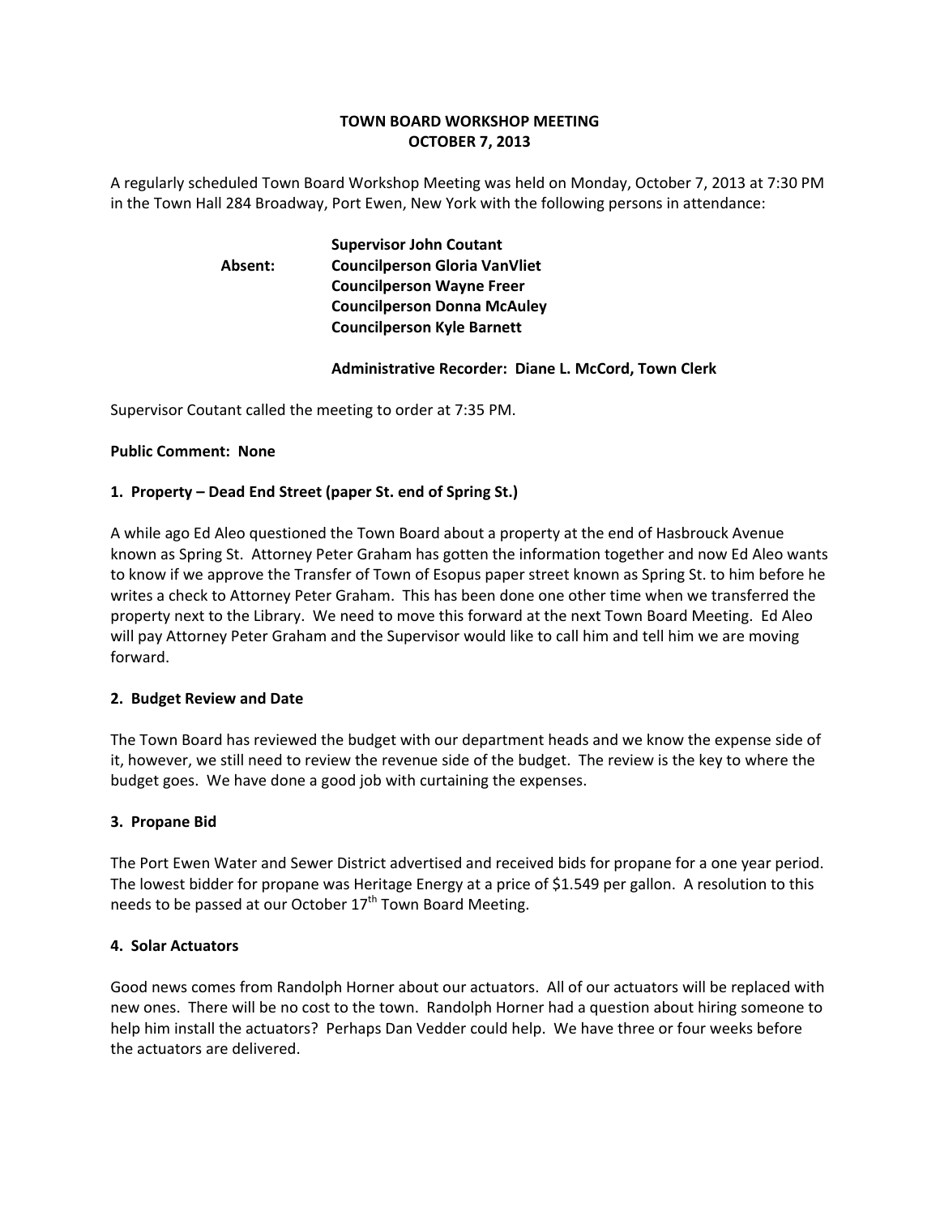**TOWN BOARD WORKSHOP MEETING**
**OCTOBER 7, 2013**

A regularly scheduled Town Board Workshop Meeting was held on Monday, October 7, 2013 at 7:30 PM in the Town Hall 284 Broadway, Port Ewen, New York with the following persons in attendance:

**Supervisor John Coutant**
**Absent: Councilperson Gloria VanVliet**
**Councilperson Wayne Freer**
**Councilperson Donna McAuley**
**Councilperson Kyle Barnett**

**Administrative Recorder: Diane L. McCord, Town Clerk**

Supervisor Coutant called the meeting to order at 7:35 PM.

**Public Comment: None**

**1. Property – Dead End Street (paper St. end of Spring St.)**

A while ago Ed Aleo questioned the Town Board about a property at the end of Hasbrouck Avenue known as Spring St. Attorney Peter Graham has gotten the information together and now Ed Aleo wants to know if we approve the Transfer of Town of Esopus paper street known as Spring St. to him before he writes a check to Attorney Peter Graham. This has been done one other time when we transferred the property next to the Library. We need to move this forward at the next Town Board Meeting. Ed Aleo will pay Attorney Peter Graham and the Supervisor would like to call him and tell him we are moving forward.

**2. Budget Review and Date**

The Town Board has reviewed the budget with our department heads and we know the expense side of it, however, we still need to review the revenue side of the budget. The review is the key to where the budget goes. We have done a good job with curtaining the expenses.

**3. Propane Bid**

The Port Ewen Water and Sewer District advertised and received bids for propane for a one year period. The lowest bidder for propane was Heritage Energy at a price of $1.549 per gallon. A resolution to this needs to be passed at our October 17th Town Board Meeting.

**4. Solar Actuators**

Good news comes from Randolph Horner about our actuators. All of our actuators will be replaced with new ones. There will be no cost to the town. Randolph Horner had a question about hiring someone to help him install the actuators? Perhaps Dan Vedder could help. We have three or four weeks before the actuators are delivered.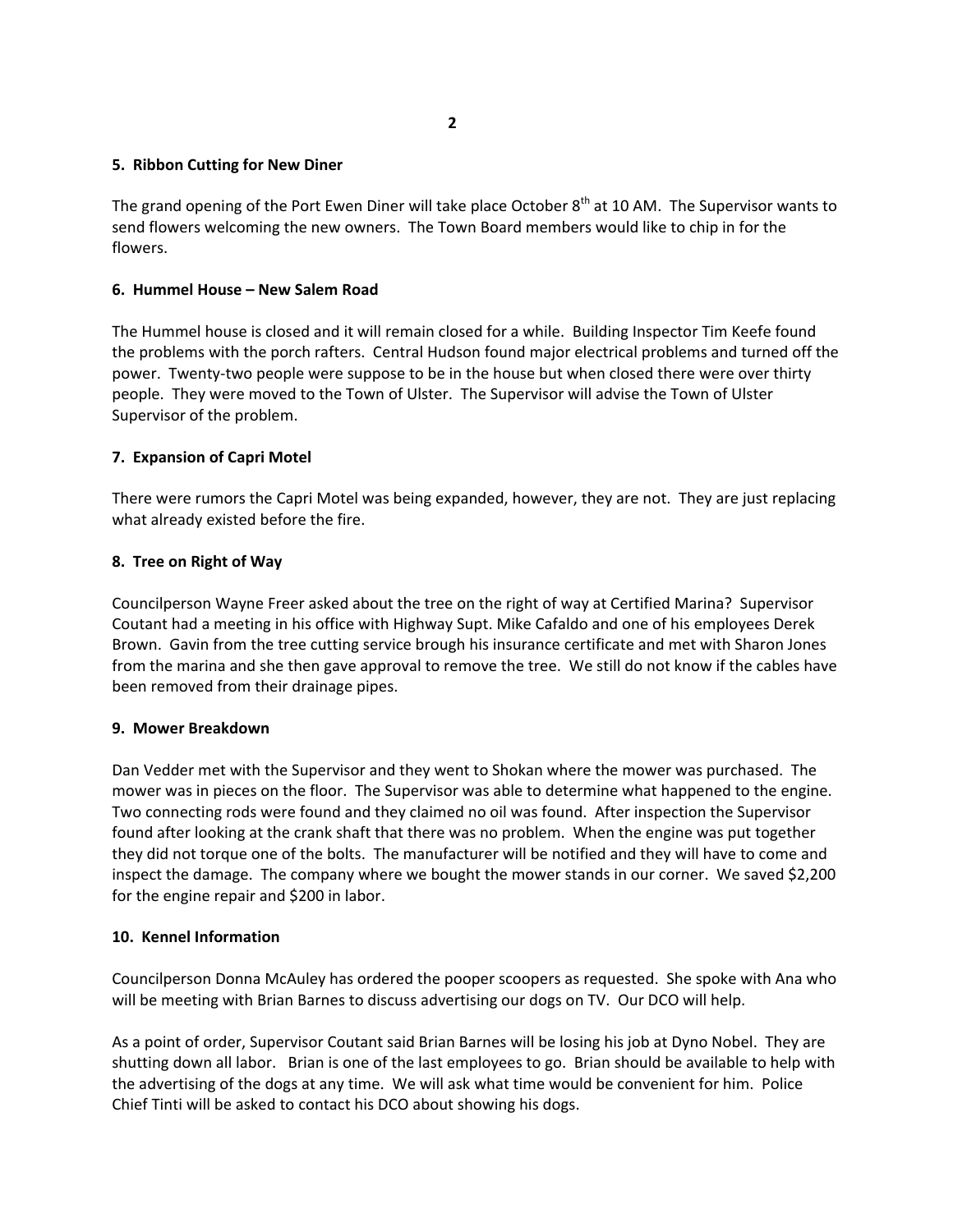**5. Ribbon Cutting for New Diner**

The grand opening of the Port Ewen Diner will take place October 8th at 10 AM. The Supervisor wants to send flowers welcoming the new owners. The Town Board members would like to chip in for the flowers.

**6. Hummel House – New Salem Road**

The Hummel house is closed and it will remain closed for a while. Building Inspector Tim Keefe found the problems with the porch rafters. Central Hudson found major electrical problems and turned off the power. Twenty-two people were suppose to be in the house but when closed there were over thirty people. They were moved to the Town of Ulster. The Supervisor will advise the Town of Ulster Supervisor of the problem.

**7. Expansion of Capri Motel**

There were rumors the Capri Motel was being expanded, however, they are not. They are just replacing what already existed before the fire.

**8. Tree on Right of Way**

Councilperson Wayne Freer asked about the tree on the right of way at Certified Marina? Supervisor Coutant had a meeting in his office with Highway Supt. Mike Cafaldo and one of his employees Derek Brown. Gavin from the tree cutting service brough his insurance certificate and met with Sharon Jones from the marina and she then gave approval to remove the tree. We still do not know if the cables have been removed from their drainage pipes.

**9. Mower Breakdown**

Dan Vedder met with the Supervisor and they went to Shokan where the mower was purchased. The mower was in pieces on the floor. The Supervisor was able to determine what happened to the engine. Two connecting rods were found and they claimed no oil was found. After inspection the Supervisor found after looking at the crank shaft that there was no problem. When the engine was put together they did not torque one of the bolts. The manufacturer will be notified and they will have to come and inspect the damage. The company where we bought the mower stands in our corner. We saved $2,200 for the engine repair and $200 in labor.

**10. Kennel Information**

Councilperson Donna McAuley has ordered the pooper scoopers as requested. She spoke with Ana who will be meeting with Brian Barnes to discuss advertising our dogs on TV. Our DCO will help.

As a point of order, Supervisor Coutant said Brian Barnes will be losing his job at Dyno Nobel. They are shutting down all labor. Brian is one of the last employees to go. Brian should be available to help with the advertising of the dogs at any time. We will ask what time would be convenient for him. Police Chief Tinti will be asked to contact his DCO about showing his dogs.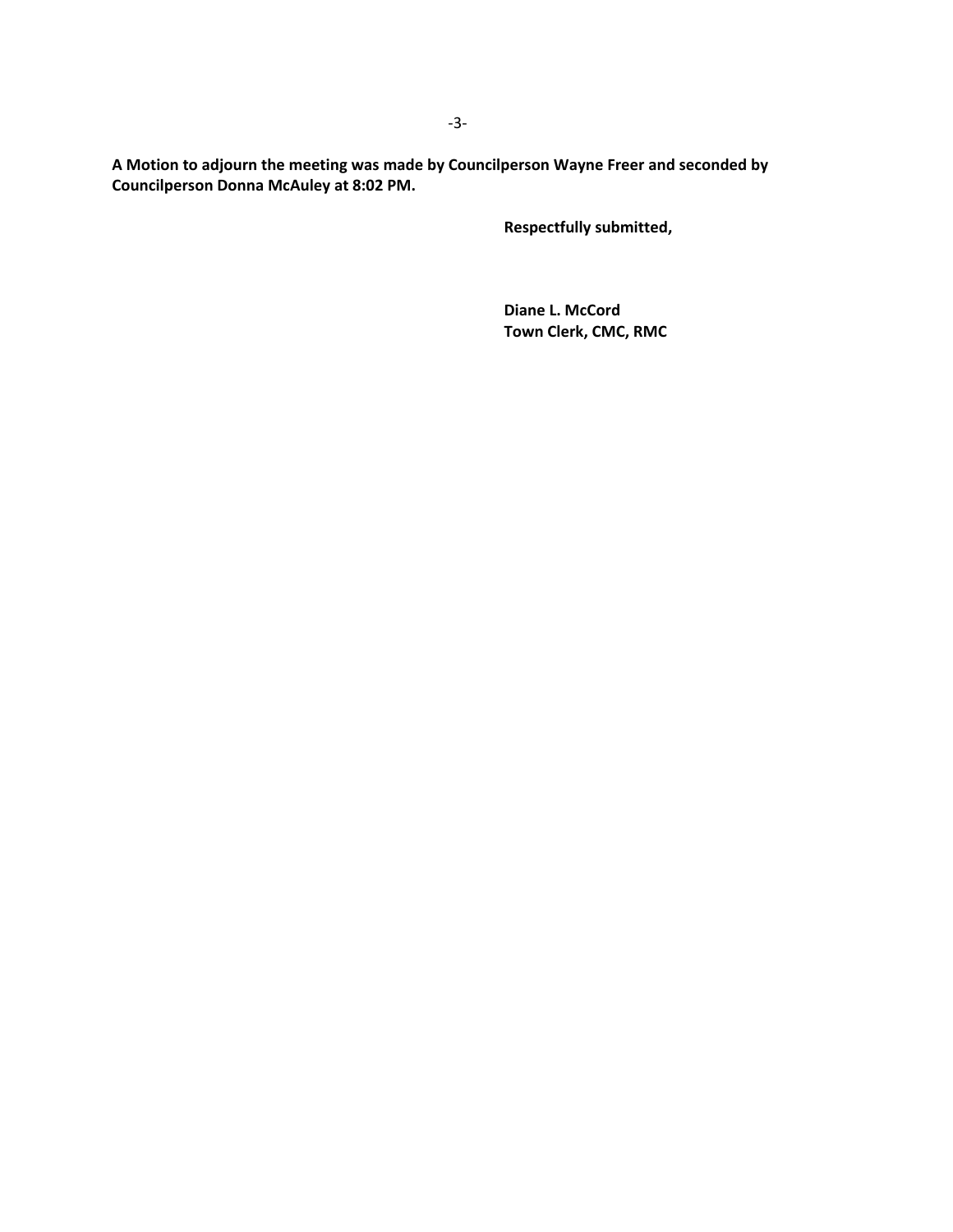**A Motion to adjourn the meeting was made by Councilperson Wayne Freer and seconded by Councilperson Donna McAuley at 8:02 PM.**

**Respectfully submitted,**

**Diane L. McCord**
**Town Clerk, CMC, RMC**